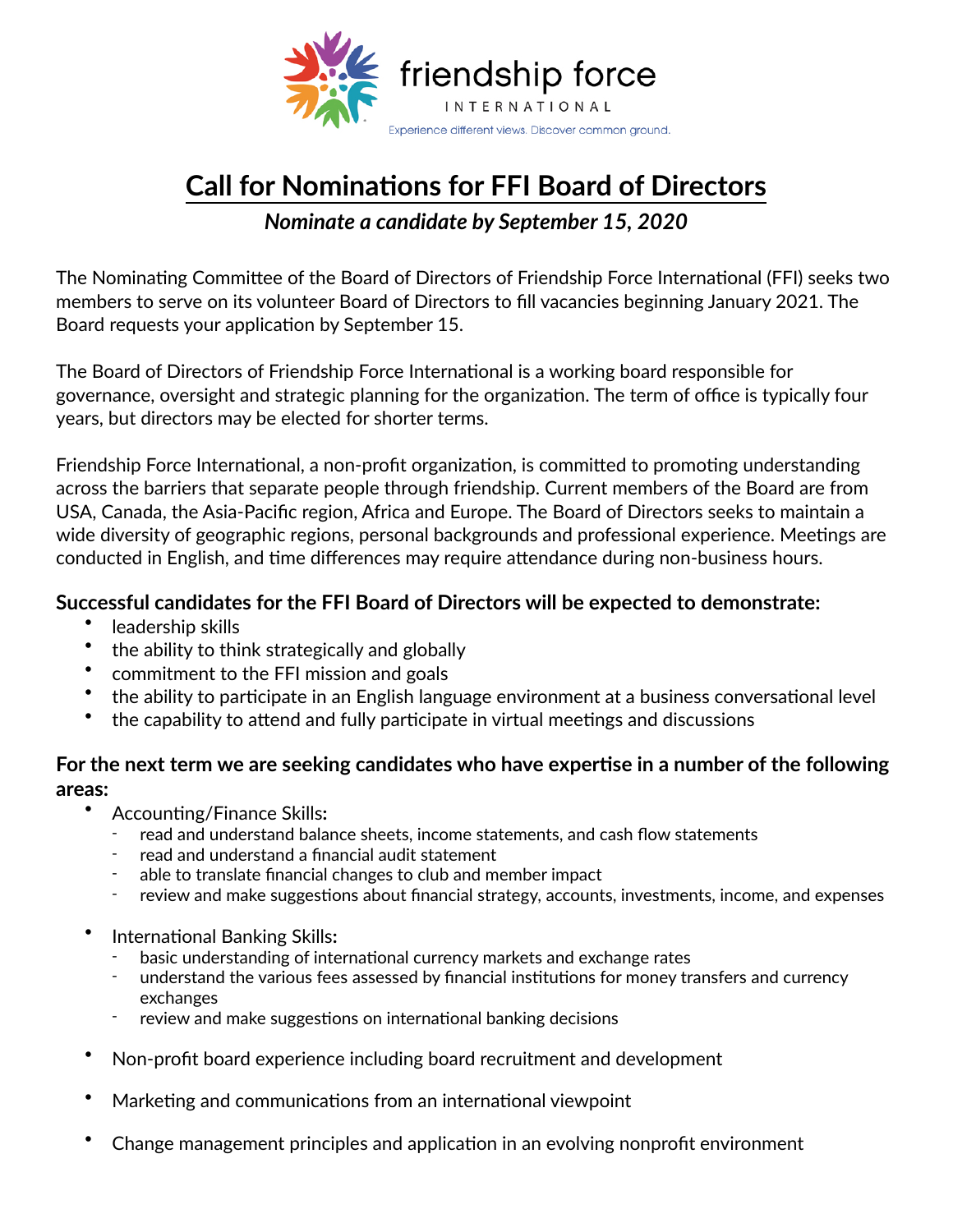friendship force

INTERNATIONAL

Experience different views. Discover common ground.

# Call for Nominations for FFI Board of Directors

***Nominate a candidate by September 15, 2020***

The Nominating Committee of the Board of Directors of Friendship Force International (FFI) seeks two members to serve on its volunteer Board of Directors to fill vacancies beginning January 2021. The Board requests your application by September 15.

The Board of Directors of Friendship Force International is a working board responsible for governance, oversight and strategic planning for the organization. The term of office is typically four years, but directors may be elected for shorter terms.

Friendship Force International, a non-profit organization, is committed to promoting understanding across the barriers that separate people through friendship. Current members of the Board are from USA, Canada, the Asia-Pacific region, Africa and Europe. The Board of Directors seeks to maintain a wide diversity of geographic regions, personal backgrounds and professional experience. Meetings are conducted in English, and time differences may require attendance during non-business hours.

### Successful candidates for the FFI Board of Directors will be expected to demonstrate:

- leadership skills
- the ability to think strategically and globally
- commitment to the FFI mission and goals
- the ability to participate in an English language environment at a business conversational level
- the capability to attend and fully participate in virtual meetings and discussions

### For the next term we are seeking candidates who have expertise in a number of the following areas:

- Accounting/Finance Skills**:**
  - read and understand balance sheets, income statements, and cash flow statements
  - read and understand a financial audit statement
  - able to translate financial changes to club and member impact
  - review and make suggestions about financial strategy, accounts, investments, income, and expenses
- International Banking Skills**:**
  - basic understanding of international currency markets and exchange rates
  - understand the various fees assessed by financial institutions for money transfers and currency exchanges
  - review and make suggestions on international banking decisions
- Non-profit board experience including board recruitment and development
- Marketing and communications from an international viewpoint
- Change management principles and application in an evolving nonprofit environment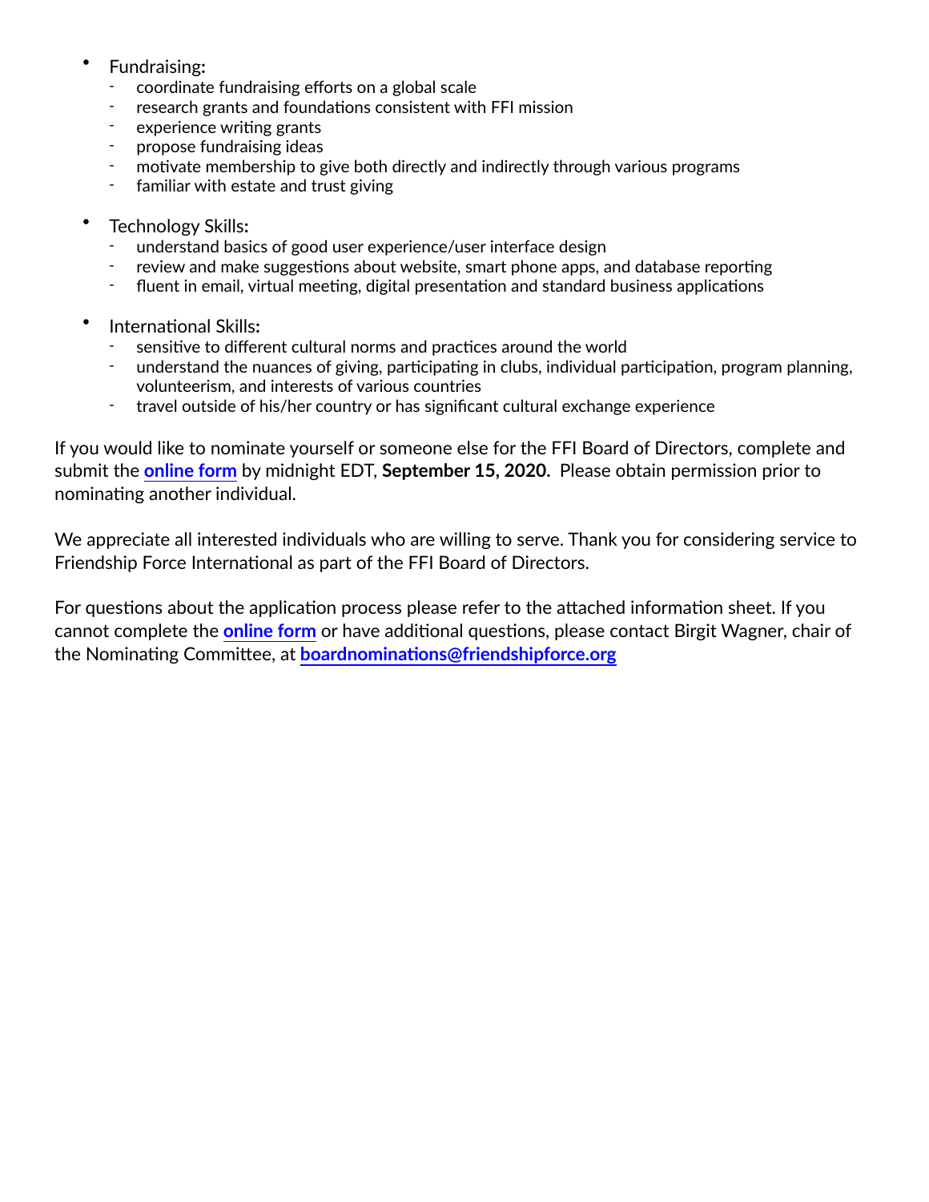- Fundraising:
  - coordinate fundraising efforts on a global scale
  - research grants and foundations consistent with FFI mission
  - experience writing grants
  - propose fundraising ideas
  - motivate membership to give both directly and indirectly through various programs
  - familiar with estate and trust giving

- Technology Skills:
  - understand basics of good user experience/user interface design
  - review and make suggestions about website, smart phone apps, and database reporting
  - fluent in email, virtual meeting, digital presentation and standard business applications

- International Skills:
  - sensitive to different cultural norms and practices around the world
  - understand the nuances of giving, participating in clubs, individual participation, program planning, volunteerism, and interests of various countries
  - travel outside of his/her country or has significant cultural exchange experience

If you would like to nominate yourself or someone else for the FFI Board of Directors, complete and submit the **online form** by midnight EDT, **September 15, 2020.** Please obtain permission prior to nominating another individual.

We appreciate all interested individuals who are willing to serve. Thank you for considering service to Friendship Force International as part of the FFI Board of Directors.

For questions about the application process please refer to the attached information sheet. If you cannot complete the **online form** or have additional questions, please contact Birgit Wagner, chair of the Nominating Committee, at **boardnominations@friendshipforce.org**